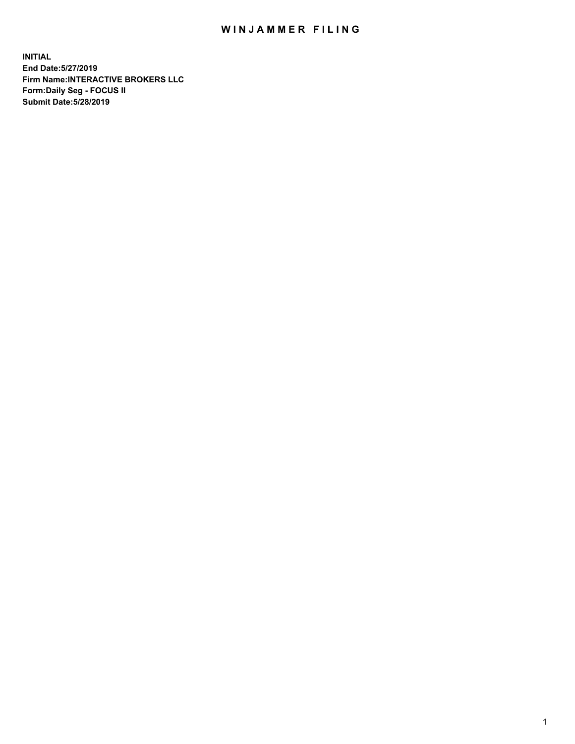# WINJAMMER FILING

**INITIAL**
**End Date:5/27/2019**
**Firm Name:INTERACTIVE BROKERS LLC**
**Form:Daily Seg - FOCUS II**
**Submit Date:5/28/2019**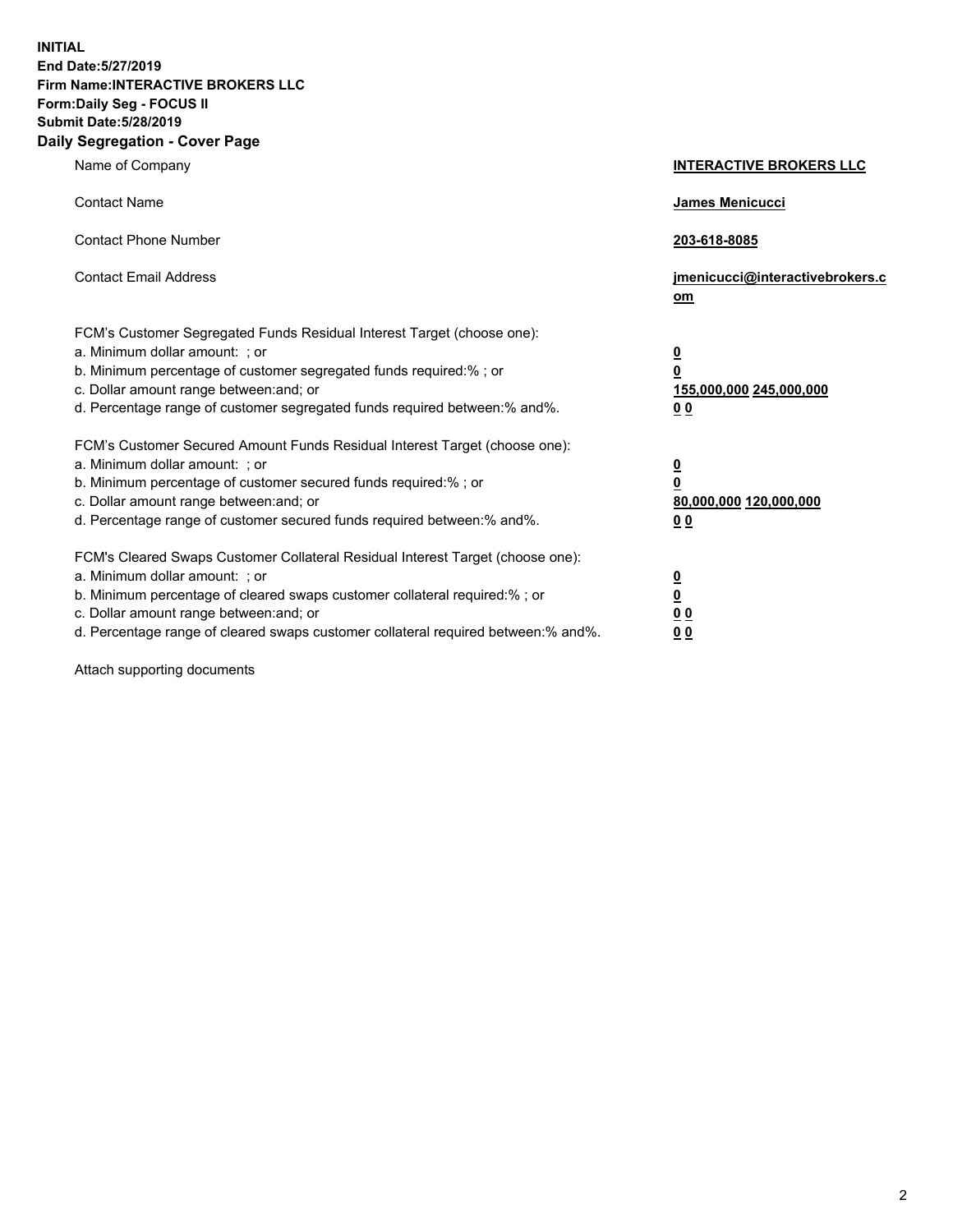**INITIAL**
**End Date:5/27/2019**
**Firm Name:INTERACTIVE BROKERS LLC**
**Form:Daily Seg - FOCUS II**
**Submit Date:5/28/2019**
**Daily Segregation - Cover Page**

| | |
|---|---|
| Name of Company | **INTERACTIVE BROKERS LLC** |
| Contact Name | **James Menicucci** |
| Contact Phone Number | **203-618-8085** |
| Contact Email Address | **jmenicucci@interactivebrokers.com** |
| FCM's Customer Segregated Funds Residual Interest Target (choose one): | |
| a. Minimum dollar amount: ; or | **0** |
| b. Minimum percentage of customer segregated funds required:% ; or | **0** |
| c. Dollar amount range between:and; or | **155,000,000 245,000,000** |
| d. Percentage range of customer segregated funds required between:% and%. | **0 0** |
| FCM's Customer Secured Amount Funds Residual Interest Target (choose one): | |
| a. Minimum dollar amount: ; or | **0** |
| b. Minimum percentage of customer secured funds required:% ; or | **0** |
| c. Dollar amount range between:and; or | **80,000,000 120,000,000** |
| d. Percentage range of customer secured funds required between:% and%. | **0 0** |
| FCM's Cleared Swaps Customer Collateral Residual Interest Target (choose one): | |
| a. Minimum dollar amount: ; or | **0** |
| b. Minimum percentage of cleared swaps customer collateral required:% ; or | **0** |
| c. Dollar amount range between:and; or | **0 0** |
| d. Percentage range of cleared swaps customer collateral required between:% and%. | **0 0** |

Attach supporting documents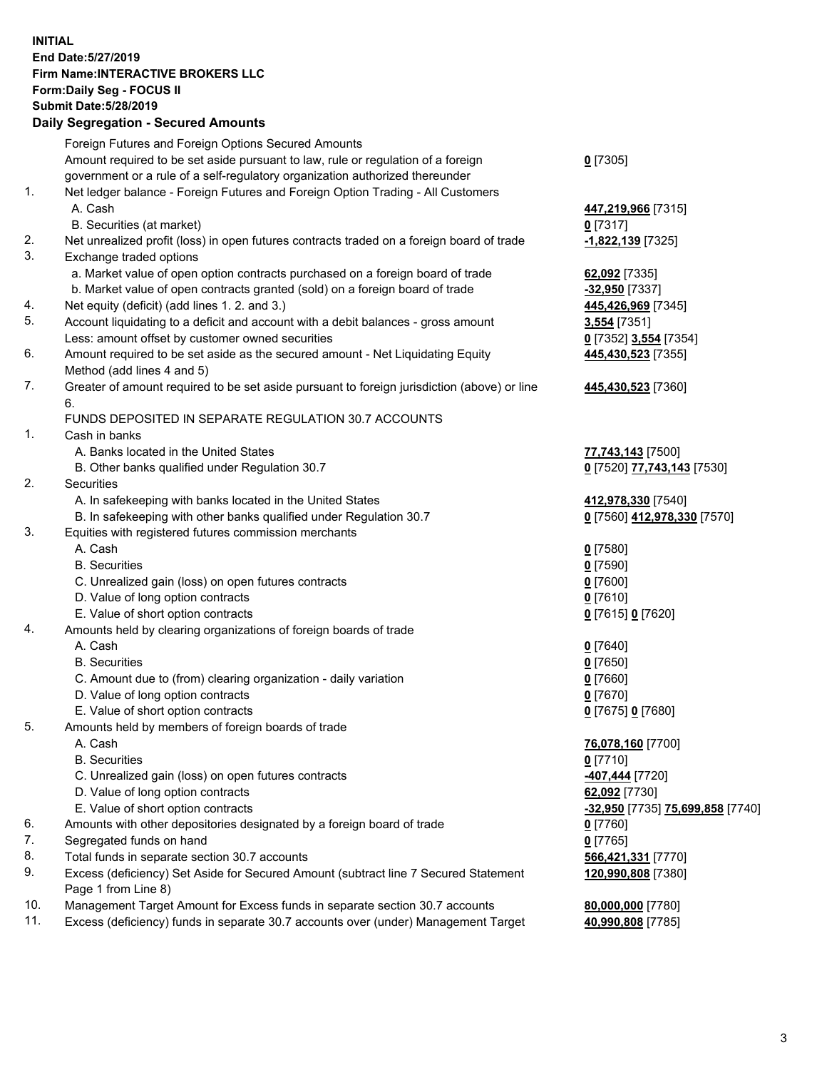**INITIAL**
**End Date:5/27/2019**
**Firm Name:INTERACTIVE BROKERS LLC**
**Form:Daily Seg - FOCUS II**
**Submit Date:5/28/2019**

## Daily Segregation - Secured Amounts

| | | |
|---|---|---|
| | Foreign Futures and Foreign Options Secured Amounts | |
| | Amount required to be set aside pursuant to law, rule or regulation of a foreign government or a rule of a self-regulatory organization authorized thereunder | **0** [7305] |
| 1. | Net ledger balance - Foreign Futures and Foreign Option Trading - All Customers | |
| | A. Cash | **447,219,966** [7315] |
| | B. Securities (at market) | **0** [7317] |
| 2. | Net unrealized profit (loss) in open futures contracts traded on a foreign board of trade | **-1,822,139** [7325] |
| 3. | Exchange traded options | |
| | a. Market value of open option contracts purchased on a foreign board of trade | **62,092** [7335] |
| | b. Market value of open contracts granted (sold) on a foreign board of trade | **-32,950** [7337] |
| 4. | Net equity (deficit) (add lines 1. 2. and 3.) | **445,426,969** [7345] |
| 5. | Account liquidating to a deficit and account with a debit balances - gross amount | **3,554** [7351] |
| | Less: amount offset by customer owned securities | **0** [7352] **3,554** [7354] |
| 6. | Amount required to be set aside as the secured amount - Net Liquidating Equity Method (add lines 4 and 5) | **445,430,523** [7355] |
| 7. | Greater of amount required to be set aside pursuant to foreign jurisdiction (above) or line 6. | **445,430,523** [7360] |
| | FUNDS DEPOSITED IN SEPARATE REGULATION 30.7 ACCOUNTS | |
| 1. | Cash in banks | |
| | A. Banks located in the United States | **77,743,143** [7500] |
| | B. Other banks qualified under Regulation 30.7 | **0** [7520] **77,743,143** [7530] |
| 2. | Securities | |
| | A. In safekeeping with banks located in the United States | **412,978,330** [7540] |
| | B. In safekeeping with other banks qualified under Regulation 30.7 | **0** [7560] **412,978,330** [7570] |
| 3. | Equities with registered futures commission merchants | |
| | A. Cash | **0** [7580] |
| | B. Securities | **0** [7590] |
| | C. Unrealized gain (loss) on open futures contracts | **0** [7600] |
| | D. Value of long option contracts | **0** [7610] |
| | E. Value of short option contracts | **0** [7615] **0** [7620] |
| 4. | Amounts held by clearing organizations of foreign boards of trade | |
| | A. Cash | **0** [7640] |
| | B. Securities | **0** [7650] |
| | C. Amount due to (from) clearing organization - daily variation | **0** [7660] |
| | D. Value of long option contracts | **0** [7670] |
| | E. Value of short option contracts | **0** [7675] **0** [7680] |
| 5. | Amounts held by members of foreign boards of trade | |
| | A. Cash | **76,078,160** [7700] |
| | B. Securities | **0** [7710] |
| | C. Unrealized gain (loss) on open futures contracts | **-407,444** [7720] |
| | D. Value of long option contracts | **62,092** [7730] |
| | E. Value of short option contracts | **-32,950** [7735] **75,699,858** [7740] |
| 6. | Amounts with other depositories designated by a foreign board of trade | **0** [7760] |
| 7. | Segregated funds on hand | **0** [7765] |
| 8. | Total funds in separate section 30.7 accounts | **566,421,331** [7770] |
| 9. | Excess (deficiency) Set Aside for Secured Amount (subtract line 7 Secured Statement Page 1 from Line 8) | **120,990,808** [7380] |
| 10. | Management Target Amount for Excess funds in separate section 30.7 accounts | **80,000,000** [7780] |
| 11. | Excess (deficiency) funds in separate 30.7 accounts over (under) Management Target | **40,990,808** [7785] |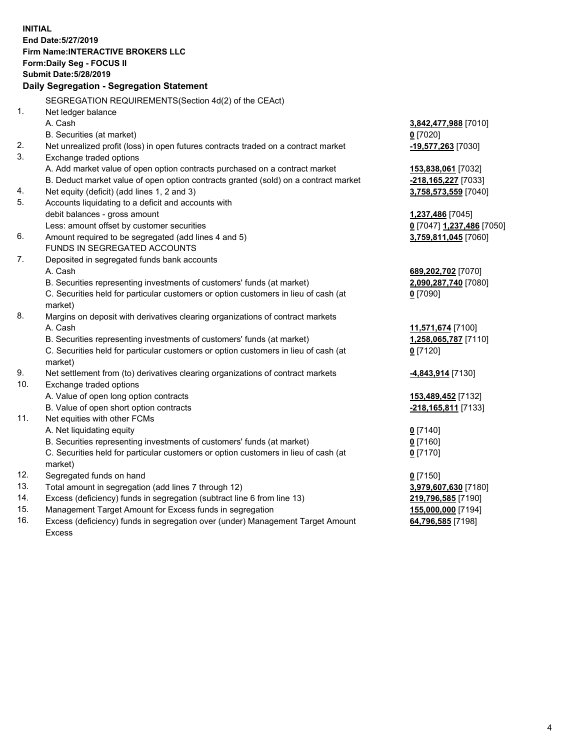**INITIAL**
**End Date:5/27/2019**
**Firm Name:INTERACTIVE BROKERS LLC**
**Form:Daily Seg - FOCUS II**
**Submit Date:5/28/2019**

## Daily Segregation - Segregation Statement

SEGREGATION REQUIREMENTS(Section 4d(2) of the CEAct)

| | | |
|---|---|---|
| 1. | Net ledger balance | |
| | A. Cash | **3,842,477,988** [7010] |
| | B. Securities (at market) | **0** [7020] |
| 2. | Net unrealized profit (loss) in open futures contracts traded on a contract market | **-19,577,263** [7030] |
| 3. | Exchange traded options | |
| | A. Add market value of open option contracts purchased on a contract market | **153,838,061** [7032] |
| | B. Deduct market value of open option contracts granted (sold) on a contract market | **-218,165,227** [7033] |
| 4. | Net equity (deficit) (add lines 1, 2 and 3) | **3,758,573,559** [7040] |
| 5. | Accounts liquidating to a deficit and accounts with | |
| | debit balances - gross amount | **1,237,486** [7045] |
| | Less: amount offset by customer securities | **0** [7047] **1,237,486** [7050] |
| 6. | Amount required to be segregated (add lines 4 and 5) | **3,759,811,045** [7060] |
| | FUNDS IN SEGREGATED ACCOUNTS | |
| 7. | Deposited in segregated funds bank accounts | |
| | A. Cash | **689,202,702** [7070] |
| | B. Securities representing investments of customers' funds (at market) | **2,090,287,740** [7080] |
| | C. Securities held for particular customers or option customers in lieu of cash (at market) | **0** [7090] |
| 8. | Margins on deposit with derivatives clearing organizations of contract markets | |
| | A. Cash | **11,571,674** [7100] |
| | B. Securities representing investments of customers' funds (at market) | **1,258,065,787** [7110] |
| | C. Securities held for particular customers or option customers in lieu of cash (at market) | **0** [7120] |
| 9. | Net settlement from (to) derivatives clearing organizations of contract markets | **-4,843,914** [7130] |
| 10. | Exchange traded options | |
| | A. Value of open long option contracts | **153,489,452** [7132] |
| | B. Value of open short option contracts | **-218,165,811** [7133] |
| 11. | Net equities with other FCMs | |
| | A. Net liquidating equity | **0** [7140] |
| | B. Securities representing investments of customers' funds (at market) | **0** [7160] |
| | C. Securities held for particular customers or option customers in lieu of cash (at market) | **0** [7170] |
| 12. | Segregated funds on hand | **0** [7150] |
| 13. | Total amount in segregation (add lines 7 through 12) | **3,979,607,630** [7180] |
| 14. | Excess (deficiency) funds in segregation (subtract line 6 from line 13) | **219,796,585** [7190] |
| 15. | Management Target Amount for Excess funds in segregation | **155,000,000** [7194] |
| 16. | Excess (deficiency) funds in segregation over (under) Management Target Amount Excess | **64,796,585** [7198] |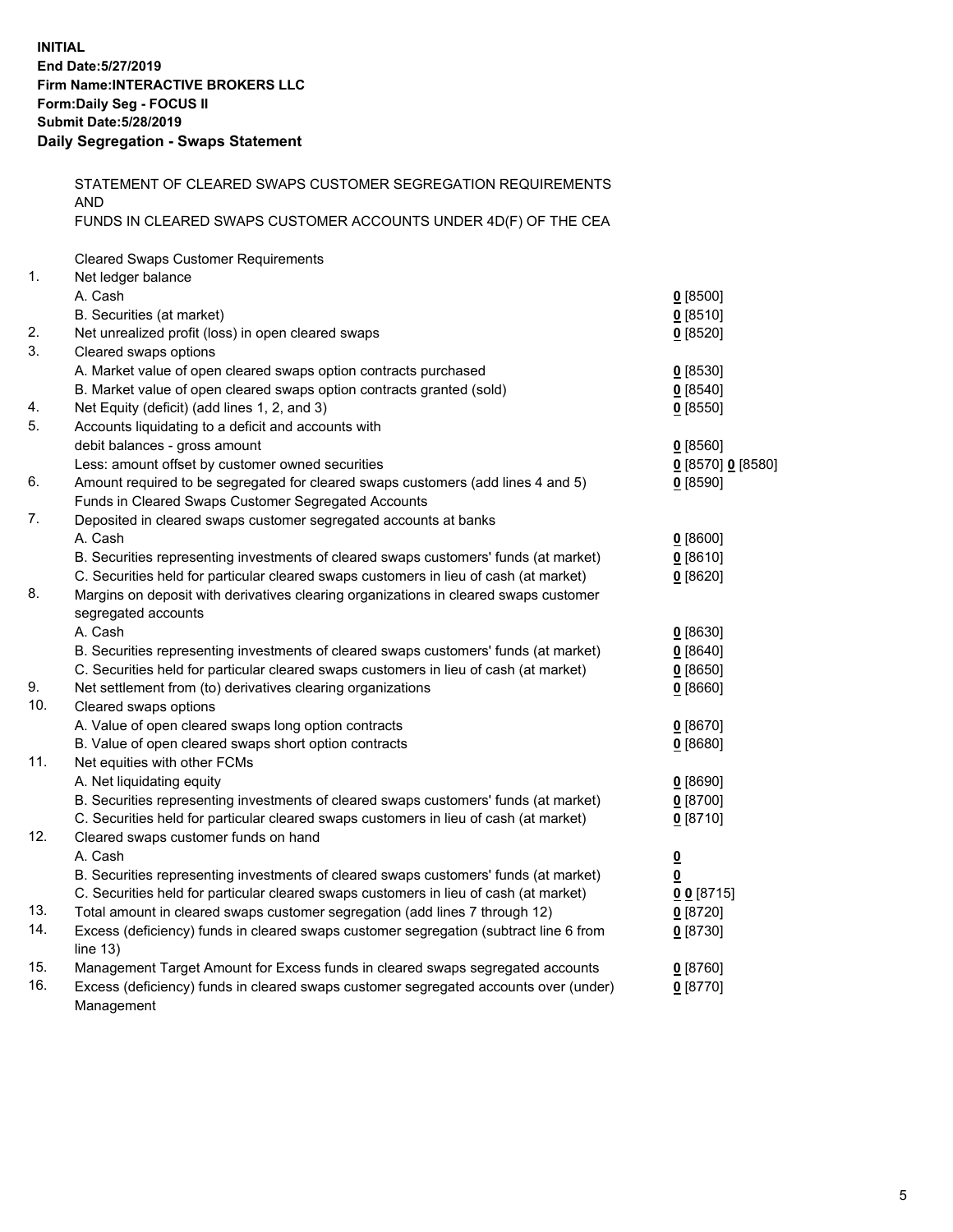**INITIAL**
**End Date:5/27/2019**
**Firm Name:INTERACTIVE BROKERS LLC**
**Form:Daily Seg - FOCUS II**
**Submit Date:5/28/2019**
**Daily Segregation - Swaps Statement**

STATEMENT OF CLEARED SWAPS CUSTOMER SEGREGATION REQUIREMENTS AND FUNDS IN CLEARED SWAPS CUSTOMER ACCOUNTS UNDER 4D(F) OF THE CEA

| | | |
|---|---|---|
| | Cleared Swaps Customer Requirements | |
| 1. | Net ledger balance | |
| | A. Cash | 0 [8500] |
| | B. Securities (at market) | 0 [8510] |
| 2. | Net unrealized profit (loss) in open cleared swaps | 0 [8520] |
| 3. | Cleared swaps options | |
| | A. Market value of open cleared swaps option contracts purchased | 0 [8530] |
| | B. Market value of open cleared swaps option contracts granted (sold) | 0 [8540] |
| 4. | Net Equity (deficit) (add lines 1, 2, and 3) | 0 [8550] |
| 5. | Accounts liquidating to a deficit and accounts with debit balances - gross amount | 0 [8560] |
| | Less: amount offset by customer owned securities | 0 [8570] 0 [8580] |
| 6. | Amount required to be segregated for cleared swaps customers (add lines 4 and 5) | 0 [8590] |
| | Funds in Cleared Swaps Customer Segregated Accounts | |
| 7. | Deposited in cleared swaps customer segregated accounts at banks | |
| | A. Cash | 0 [8600] |
| | B. Securities representing investments of cleared swaps customers' funds (at market) | 0 [8610] |
| | C. Securities held for particular cleared swaps customers in lieu of cash (at market) | 0 [8620] |
| 8. | Margins on deposit with derivatives clearing organizations in cleared swaps customer segregated accounts | |
| | A. Cash | 0 [8630] |
| | B. Securities representing investments of cleared swaps customers' funds (at market) | 0 [8640] |
| | C. Securities held for particular cleared swaps customers in lieu of cash (at market) | 0 [8650] |
| 9. | Net settlement from (to) derivatives clearing organizations | 0 [8660] |
| 10. | Cleared swaps options | |
| | A. Value of open cleared swaps long option contracts | 0 [8670] |
| | B. Value of open cleared swaps short option contracts | 0 [8680] |
| 11. | Net equities with other FCMs | |
| | A. Net liquidating equity | 0 [8690] |
| | B. Securities representing investments of cleared swaps customers' funds (at market) | 0 [8700] |
| | C. Securities held for particular cleared swaps customers in lieu of cash (at market) | 0 [8710] |
| 12. | Cleared swaps customer funds on hand | |
| | A. Cash | 0 |
| | B. Securities representing investments of cleared swaps customers' funds (at market) | 0 |
| | C. Securities held for particular cleared swaps customers in lieu of cash (at market) | 0 0 [8715] |
| 13. | Total amount in cleared swaps customer segregation (add lines 7 through 12) | 0 [8720] |
| 14. | Excess (deficiency) funds in cleared swaps customer segregation (subtract line 6 from line 13) | 0 [8730] |
| 15. | Management Target Amount for Excess funds in cleared swaps segregated accounts | 0 [8760] |
| 16. | Excess (deficiency) funds in cleared swaps customer segregated accounts over (under) Management | 0 [8770] |